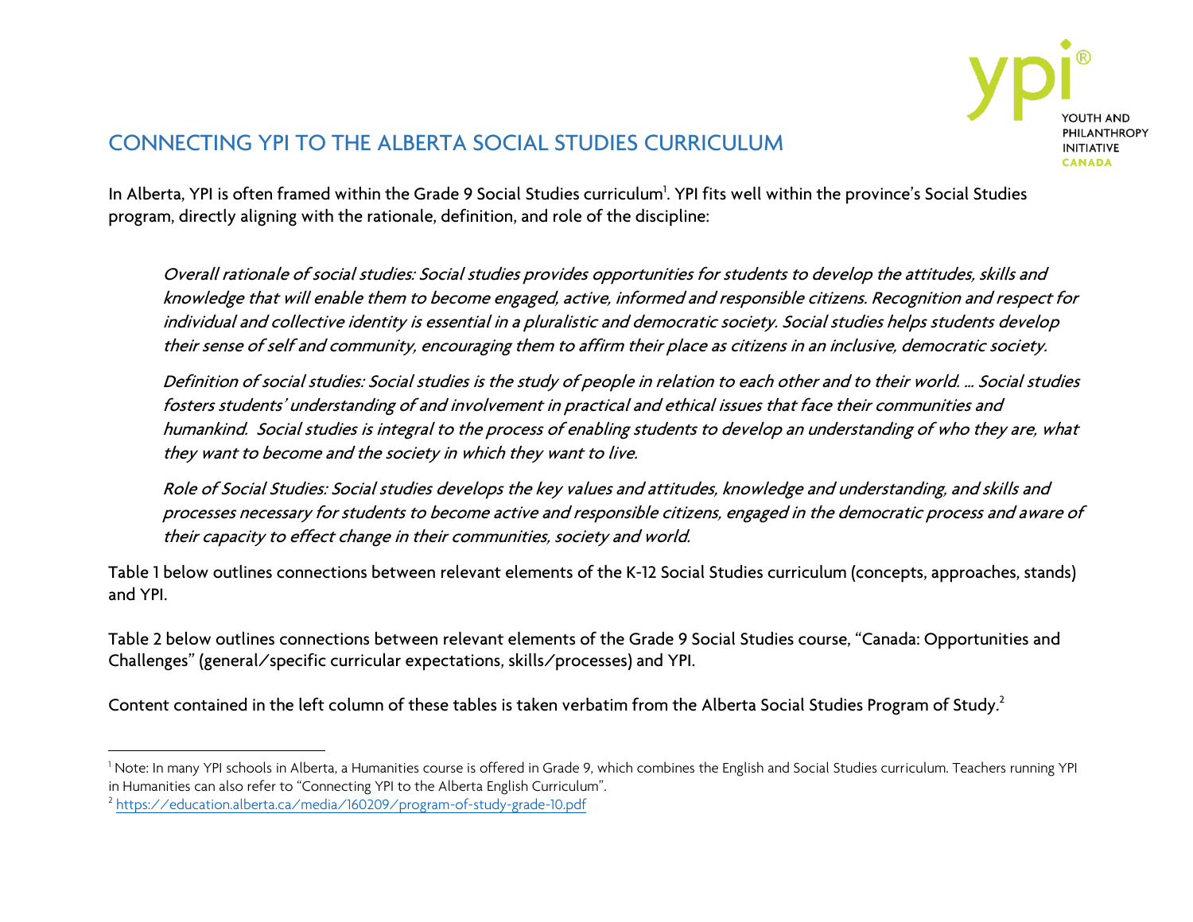# CONNECTING YPI TO THE ALBERTA SOCIAL STUDIES CURRICULUM

In Alberta, YPI is often framed within the Grade 9 Social Studies curriculum[1]. YPI fits well within the province's Social Studies program, directly aligning with the rationale, definition, and role of the discipline:

> *Overall rationale of social studies: Social studies provides opportunities for students to develop the attitudes, skills and knowledge that will enable them to become engaged, active, informed and responsible citizens. Recognition and respect for individual and collective identity is essential in a pluralistic and democratic society. Social studies helps students develop their sense of self and community, encouraging them to affirm their place as citizens in an inclusive, democratic society.*
>
> *Definition of social studies: Social studies is the study of people in relation to each other and to their world. … Social studies fosters students' understanding of and involvement in practical and ethical issues that face their communities and humankind. Social studies is integral to the process of enabling students to develop an understanding of who they are, what they want to become and the society in which they want to live.*
>
> *Role of Social Studies: Social studies develops the key values and attitudes, knowledge and understanding, and skills and processes necessary for students to become active and responsible citizens, engaged in the democratic process and aware of their capacity to effect change in their communities, society and world.*

Table 1 below outlines connections between relevant elements of the K-12 Social Studies curriculum (concepts, approaches, stands) and YPI.

Table 2 below outlines connections between relevant elements of the Grade 9 Social Studies course, "Canada: Opportunities and Challenges" (general/specific curricular expectations, skills/processes) and YPI.

Content contained in the left column of these tables is taken verbatim from the Alberta Social Studies Program of Study.[2]

---

[1] Note: In many YPI schools in Alberta, a Humanities course is offered in Grade 9, which combines the English and Social Studies curriculum. Teachers running YPI in Humanities can also refer to "Connecting YPI to the Alberta English Curriculum".

[2] https://education.alberta.ca/media/160209/program-of-study-grade-10.pdf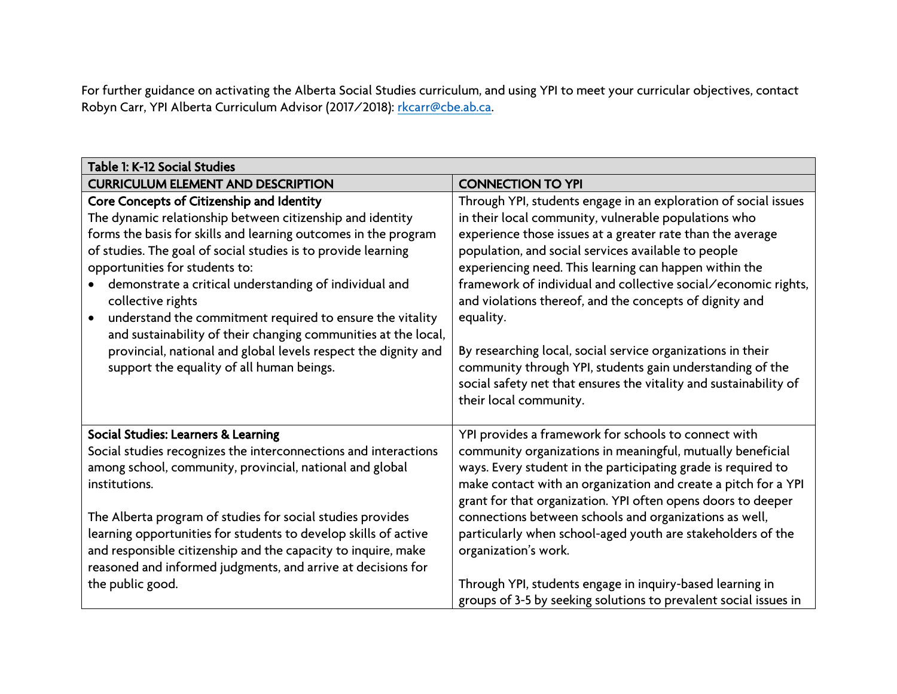For further guidance on activating the Alberta Social Studies curriculum, and using YPI to meet your curricular objectives, contact Robyn Carr, YPI Alberta Curriculum Advisor (2017/2018): [rkcarr@cbe.ab.ca](mailto:rkcarr@cbe.ab.ca).

| Table 1: K-12 Social Studies | |
|---|---|
| **CURRICULUM ELEMENT AND DESCRIPTION** | **CONNECTION TO YPI** |
| **Core Concepts of Citizenship and Identity**<br>The dynamic relationship between citizenship and identity forms the basis for skills and learning outcomes in the program of studies. The goal of social studies is to provide learning opportunities for students to:<br>• demonstrate a critical understanding of individual and collective rights<br>• understand the commitment required to ensure the vitality and sustainability of their changing communities at the local, provincial, national and global levels respect the dignity and support the equality of all human beings. | Through YPI, students engage in an exploration of social issues in their local community, vulnerable populations who experience those issues at a greater rate than the average population, and social services available to people experiencing need. This learning can happen within the framework of individual and collective social/economic rights, and violations thereof, and the concepts of dignity and equality.<br><br>By researching local, social service organizations in their community through YPI, students gain understanding of the social safety net that ensures the vitality and sustainability of their local community. |
| **Social Studies: Learners & Learning**<br>Social studies recognizes the interconnections and interactions among school, community, provincial, national and global institutions.<br><br>The Alberta program of studies for social studies provides learning opportunities for students to develop skills of active and responsible citizenship and the capacity to inquire, make reasoned and informed judgments, and arrive at decisions for the public good. | YPI provides a framework for schools to connect with community organizations in meaningful, mutually beneficial ways. Every student in the participating grade is required to make contact with an organization and create a pitch for a YPI grant for that organization. YPI often opens doors to deeper connections between schools and organizations as well, particularly when school-aged youth are stakeholders of the organization's work.<br><br>Through YPI, students engage in inquiry-based learning in groups of 3-5 by seeking solutions to prevalent social issues in |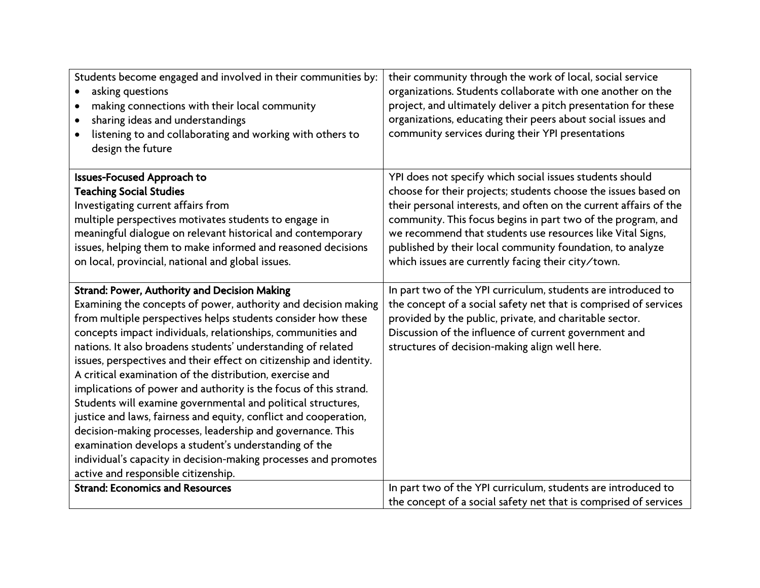| | |
|---|---|
| Students become engaged and involved in their communities by:<br>• asking questions<br>• making connections with their local community<br>• sharing ideas and understandings<br>• listening to and collaborating and working with others to design the future | their community through the work of local, social service organizations. Students collaborate with one another on the project, and ultimately deliver a pitch presentation for these organizations, educating their peers about social issues and community services during their YPI presentations |
| **Issues-Focused Approach to Teaching Social Studies**<br>Investigating current affairs from multiple perspectives motivates students to engage in meaningful dialogue on relevant historical and contemporary issues, helping them to make informed and reasoned decisions on local, provincial, national and global issues. | YPI does not specify which social issues students should choose for their projects; students choose the issues based on their personal interests, and often on the current affairs of the community. This focus begins in part two of the program, and we recommend that students use resources like Vital Signs, published by their local community foundation, to analyze which issues are currently facing their city/town. |
| **Strand: Power, Authority and Decision Making**<br>Examining the concepts of power, authority and decision making from multiple perspectives helps students consider how these concepts impact individuals, relationships, communities and nations. It also broadens students' understanding of related issues, perspectives and their effect on citizenship and identity. A critical examination of the distribution, exercise and implications of power and authority is the focus of this strand. Students will examine governmental and political structures, justice and laws, fairness and equity, conflict and cooperation, decision-making processes, leadership and governance. This examination develops a student's understanding of the individual's capacity in decision-making processes and promotes active and responsible citizenship. | In part two of the YPI curriculum, students are introduced to the concept of a social safety net that is comprised of services provided by the public, private, and charitable sector. Discussion of the influence of current government and structures of decision-making align well here. |
| **Strand: Economics and Resources** | In part two of the YPI curriculum, students are introduced to the concept of a social safety net that is comprised of services |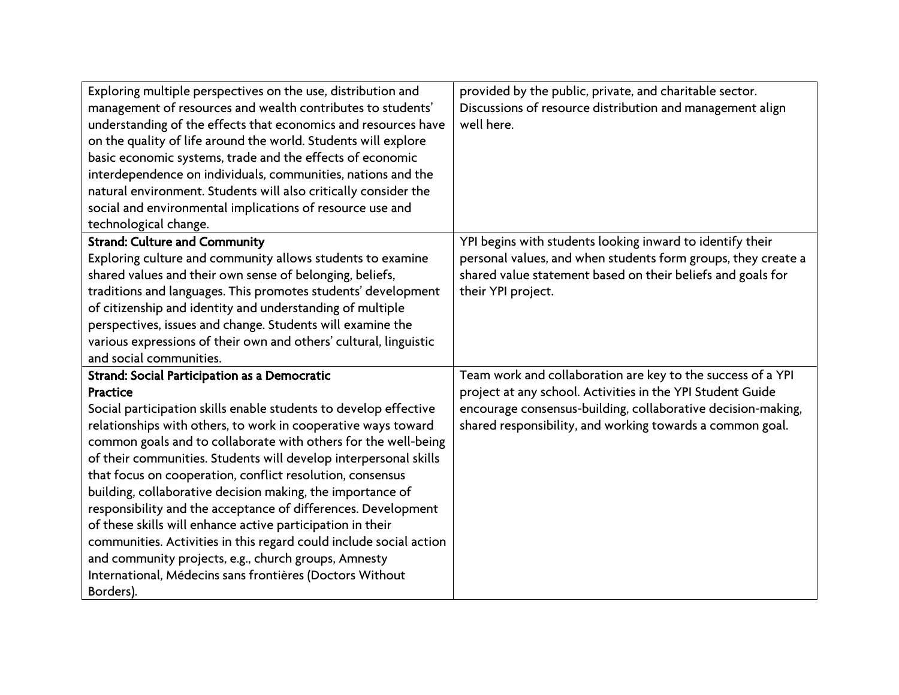| | |
|---|---|
| Exploring multiple perspectives on the use, distribution and management of resources and wealth contributes to students' understanding of the effects that economics and resources have on the quality of life around the world. Students will explore basic economic systems, trade and the effects of economic interdependence on individuals, communities, nations and the natural environment. Students will also critically consider the social and environmental implications of resource use and technological change. | provided by the public, private, and charitable sector. Discussions of resource distribution and management align well here. |
| **Strand: Culture and Community**<br>Exploring culture and community allows students to examine shared values and their own sense of belonging, beliefs, traditions and languages. This promotes students' development of citizenship and identity and understanding of multiple perspectives, issues and change. Students will examine the various expressions of their own and others' cultural, linguistic and social communities. | YPI begins with students looking inward to identify their personal values, and when students form groups, they create a shared value statement based on their beliefs and goals for their YPI project. |
| **Strand: Social Participation as a Democratic Practice**<br>Social participation skills enable students to develop effective relationships with others, to work in cooperative ways toward common goals and to collaborate with others for the well-being of their communities. Students will develop interpersonal skills that focus on cooperation, conflict resolution, consensus building, collaborative decision making, the importance of responsibility and the acceptance of differences. Development of these skills will enhance active participation in their communities. Activities in this regard could include social action and community projects, e.g., church groups, Amnesty International, Médecins sans frontières (Doctors Without Borders). | Team work and collaboration are key to the success of a YPI project at any school. Activities in the YPI Student Guide encourage consensus-building, collaborative decision-making, shared responsibility, and working towards a common goal. |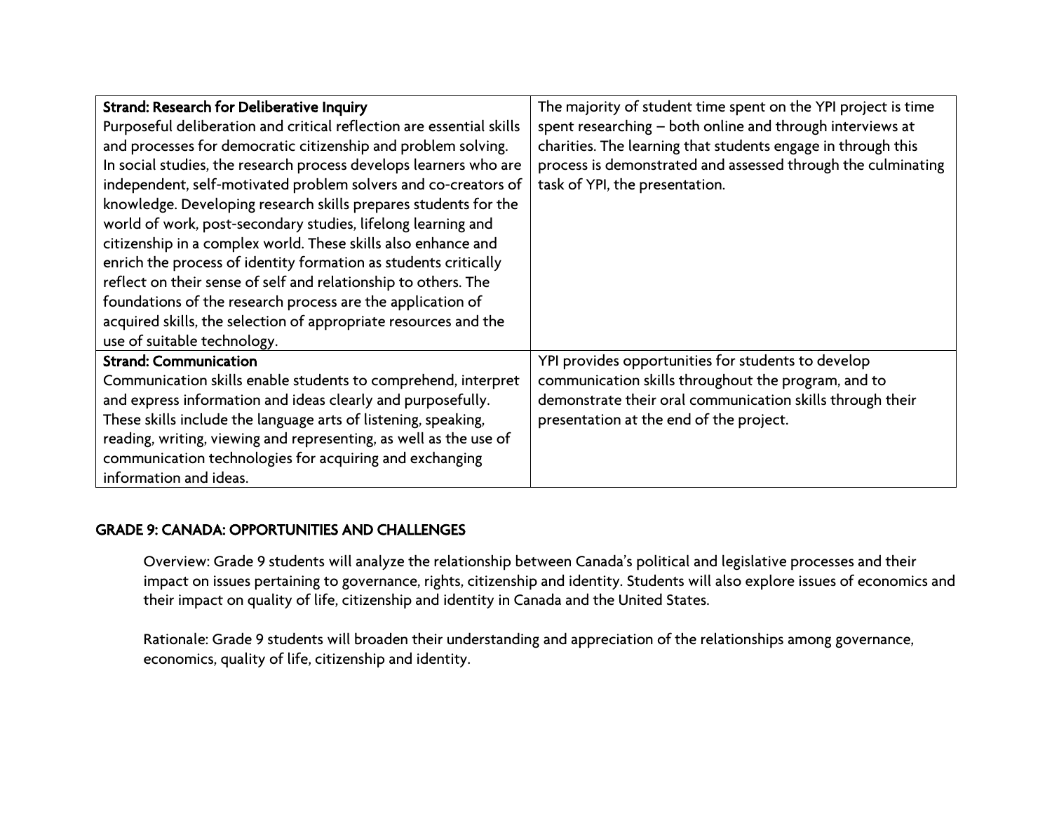| | |
|---|---|
| **Strand: Research for Deliberative Inquiry**<br>Purposeful deliberation and critical reflection are essential skills and processes for democratic citizenship and problem solving. In social studies, the research process develops learners who are independent, self-motivated problem solvers and co-creators of knowledge. Developing research skills prepares students for the world of work, post-secondary studies, lifelong learning and citizenship in a complex world. These skills also enhance and enrich the process of identity formation as students critically reflect on their sense of self and relationship to others. The foundations of the research process are the application of acquired skills, the selection of appropriate resources and the use of suitable technology. | The majority of student time spent on the YPI project is time spent researching – both online and through interviews at charities. The learning that students engage in through this process is demonstrated and assessed through the culminating task of YPI, the presentation. |
| **Strand: Communication**<br>Communication skills enable students to comprehend, interpret and express information and ideas clearly and purposefully. These skills include the language arts of listening, speaking, reading, writing, viewing and representing, as well as the use of communication technologies for acquiring and exchanging information and ideas. | YPI provides opportunities for students to develop communication skills throughout the program, and to demonstrate their oral communication skills through their presentation at the end of the project. |

## GRADE 9: CANADA: OPPORTUNITIES AND CHALLENGES

Overview: Grade 9 students will analyze the relationship between Canada's political and legislative processes and their impact on issues pertaining to governance, rights, citizenship and identity. Students will also explore issues of economics and their impact on quality of life, citizenship and identity in Canada and the United States.

Rationale: Grade 9 students will broaden their understanding and appreciation of the relationships among governance, economics, quality of life, citizenship and identity.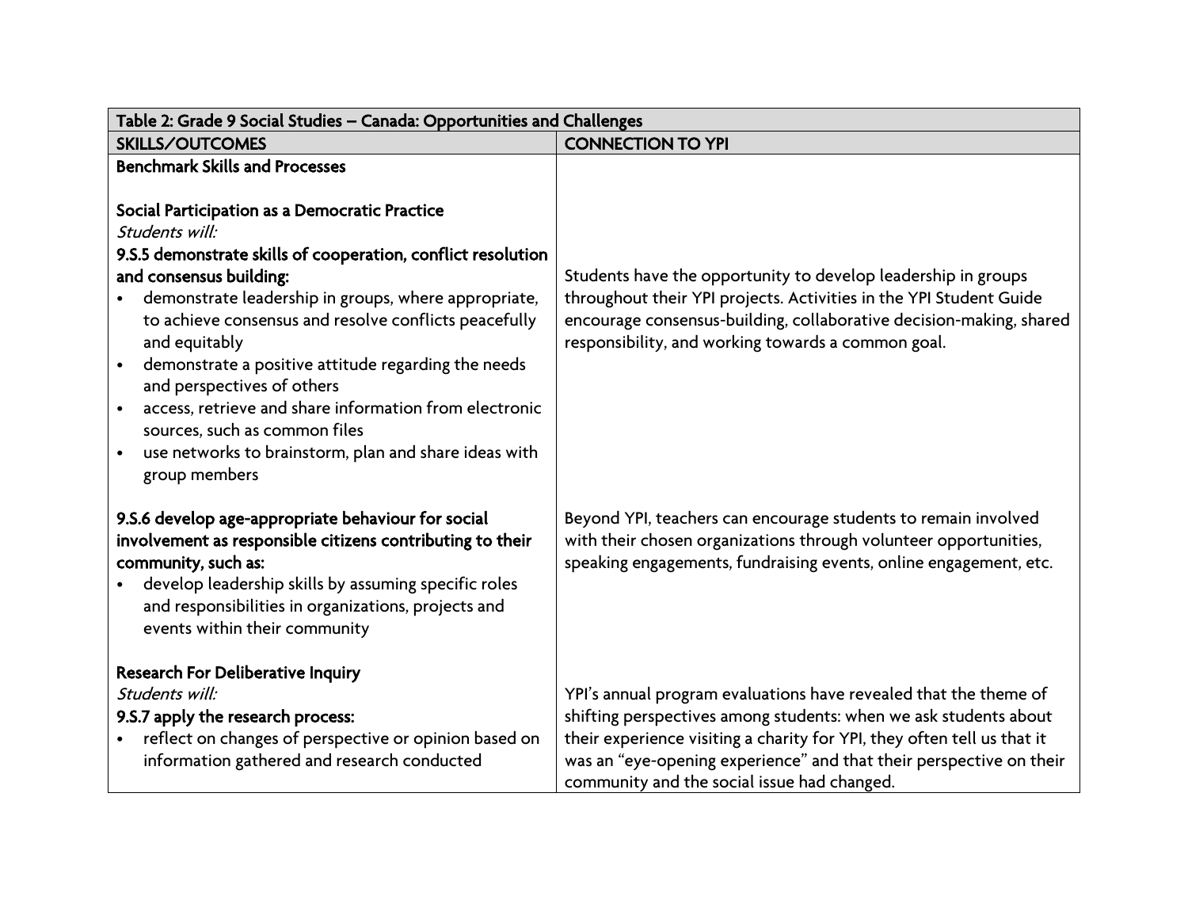| Table 2: Grade 9 Social Studies – Canada: Opportunities and Challenges | |
|---|---|
| **SKILLS/OUTCOMES** | **CONNECTION TO YPI** |
| **Benchmark Skills and Processes**<br><br>**Social Participation as a Democratic Practice**<br>*Students will:*<br>**9.S.5 demonstrate skills of cooperation, conflict resolution and consensus building:**<br>• demonstrate leadership in groups, where appropriate, to achieve consensus and resolve conflicts peacefully and equitably<br>• demonstrate a positive attitude regarding the needs and perspectives of others<br>• access, retrieve and share information from electronic sources, such as common files<br>• use networks to brainstorm, plan and share ideas with group members | Students have the opportunity to develop leadership in groups throughout their YPI projects. Activities in the YPI Student Guide encourage consensus-building, collaborative decision-making, shared responsibility, and working towards a common goal. |
| **9.S.6 develop age-appropriate behaviour for social involvement as responsible citizens contributing to their community, such as:**<br>• develop leadership skills by assuming specific roles and responsibilities in organizations, projects and events within their community | Beyond YPI, teachers can encourage students to remain involved with their chosen organizations through volunteer opportunities, speaking engagements, fundraising events, online engagement, etc. |
| **Research For Deliberative Inquiry**<br>*Students will:*<br>**9.S.7 apply the research process:**<br>• reflect on changes of perspective or opinion based on information gathered and research conducted | YPI's annual program evaluations have revealed that the theme of shifting perspectives among students: when we ask students about their experience visiting a charity for YPI, they often tell us that it was an "eye-opening experience" and that their perspective on their community and the social issue had changed. |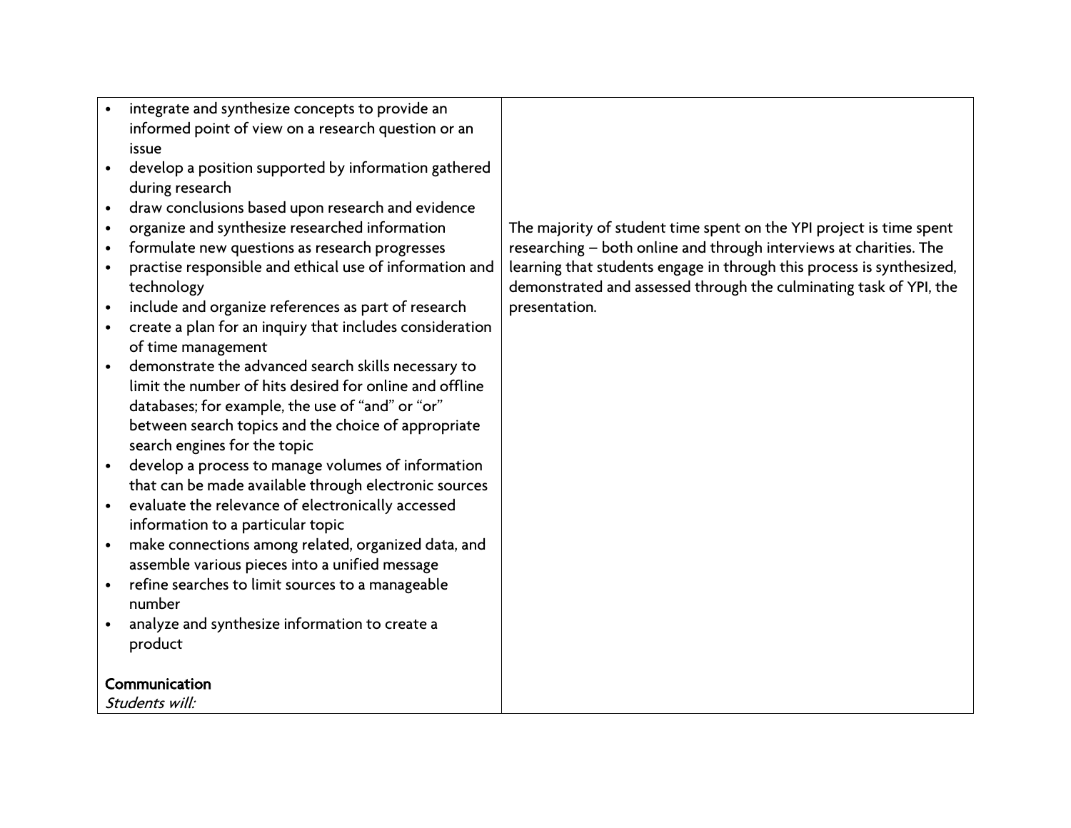| | |
|---|---|
| • integrate and synthesize concepts to provide an informed point of view on a research question or an issue<br>• develop a position supported by information gathered during research<br>• draw conclusions based upon research and evidence<br>• organize and synthesize researched information<br>• formulate new questions as research progresses<br>• practise responsible and ethical use of information and technology<br>• include and organize references as part of research<br>• create a plan for an inquiry that includes consideration of time management<br>• demonstrate the advanced search skills necessary to limit the number of hits desired for online and offline databases; for example, the use of "and" or "or" between search topics and the choice of appropriate search engines for the topic<br>• develop a process to manage volumes of information that can be made available through electronic sources<br>• evaluate the relevance of electronically accessed information to a particular topic<br>• make connections among related, organized data, and assemble various pieces into a unified message<br>• refine searches to limit sources to a manageable number<br>• analyze and synthesize information to create a product<br><br>**Communication**<br>*Students will:* | The majority of student time spent on the YPI project is time spent researching – both online and through interviews at charities. The learning that students engage in through this process is synthesized, demonstrated and assessed through the culminating task of YPI, the presentation. |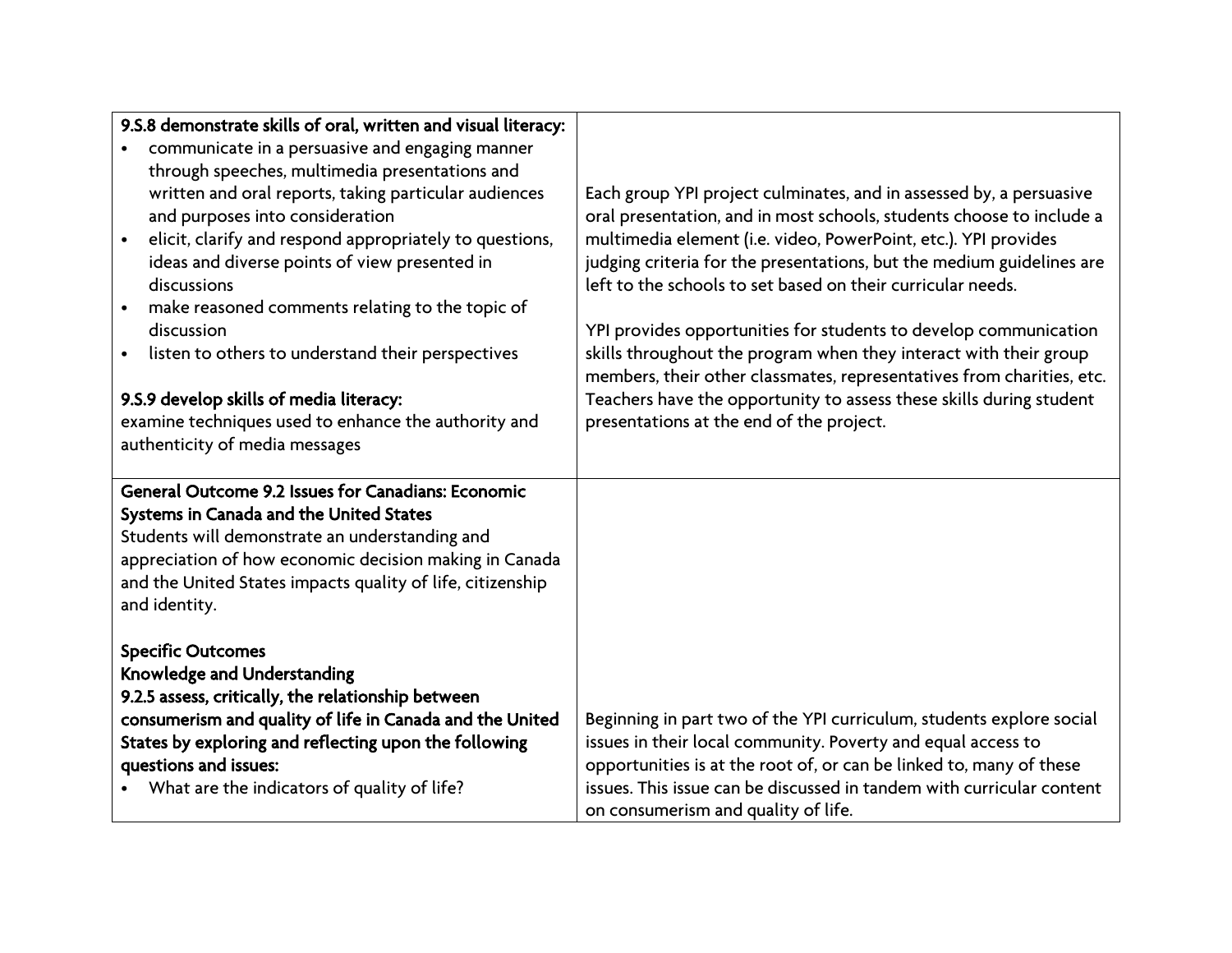| | |
|---|---|
| **9.S.8 demonstrate skills of oral, written and visual literacy:**<br>• communicate in a persuasive and engaging manner through speeches, multimedia presentations and written and oral reports, taking particular audiences and purposes into consideration<br>• elicit, clarify and respond appropriately to questions, ideas and diverse points of view presented in discussions<br>• make reasoned comments relating to the topic of discussion<br>• listen to others to understand their perspectives<br><br>**9.S.9 develop skills of media literacy:**<br>examine techniques used to enhance the authority and authenticity of media messages | Each group YPI project culminates, and in assessed by, a persuasive oral presentation, and in most schools, students choose to include a multimedia element (i.e. video, PowerPoint, etc.). YPI provides judging criteria for the presentations, but the medium guidelines are left to the schools to set based on their curricular needs.<br><br>YPI provides opportunities for students to develop communication skills throughout the program when they interact with their group members, their other classmates, representatives from charities, etc. Teachers have the opportunity to assess these skills during student presentations at the end of the project. |
| **General Outcome 9.2 Issues for Canadians: Economic Systems in Canada and the United States**<br>Students will demonstrate an understanding and appreciation of how economic decision making in Canada and the United States impacts quality of life, citizenship and identity.<br><br>**Specific Outcomes**<br>**Knowledge and Understanding**<br>**9.2.5 assess, critically, the relationship between consumerism and quality of life in Canada and the United States by exploring and reflecting upon the following questions and issues:**<br>• What are the indicators of quality of life? | Beginning in part two of the YPI curriculum, students explore social issues in their local community. Poverty and equal access to opportunities is at the root of, or can be linked to, many of these issues. This issue can be discussed in tandem with curricular content on consumerism and quality of life. |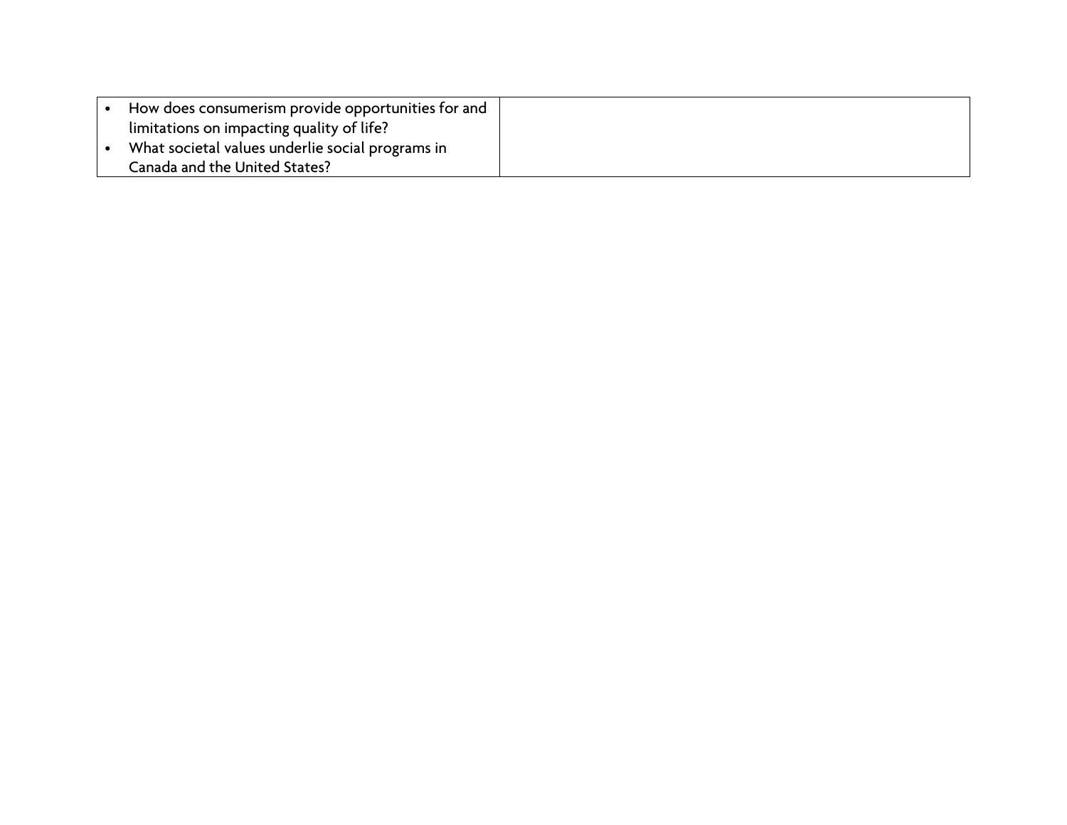| | |
|---|---|
| <ul><li>How does consumerism provide opportunities for and limitations on impacting quality of life?</li><li>What societal values underlie social programs in Canada and the United States?</li></ul> | |